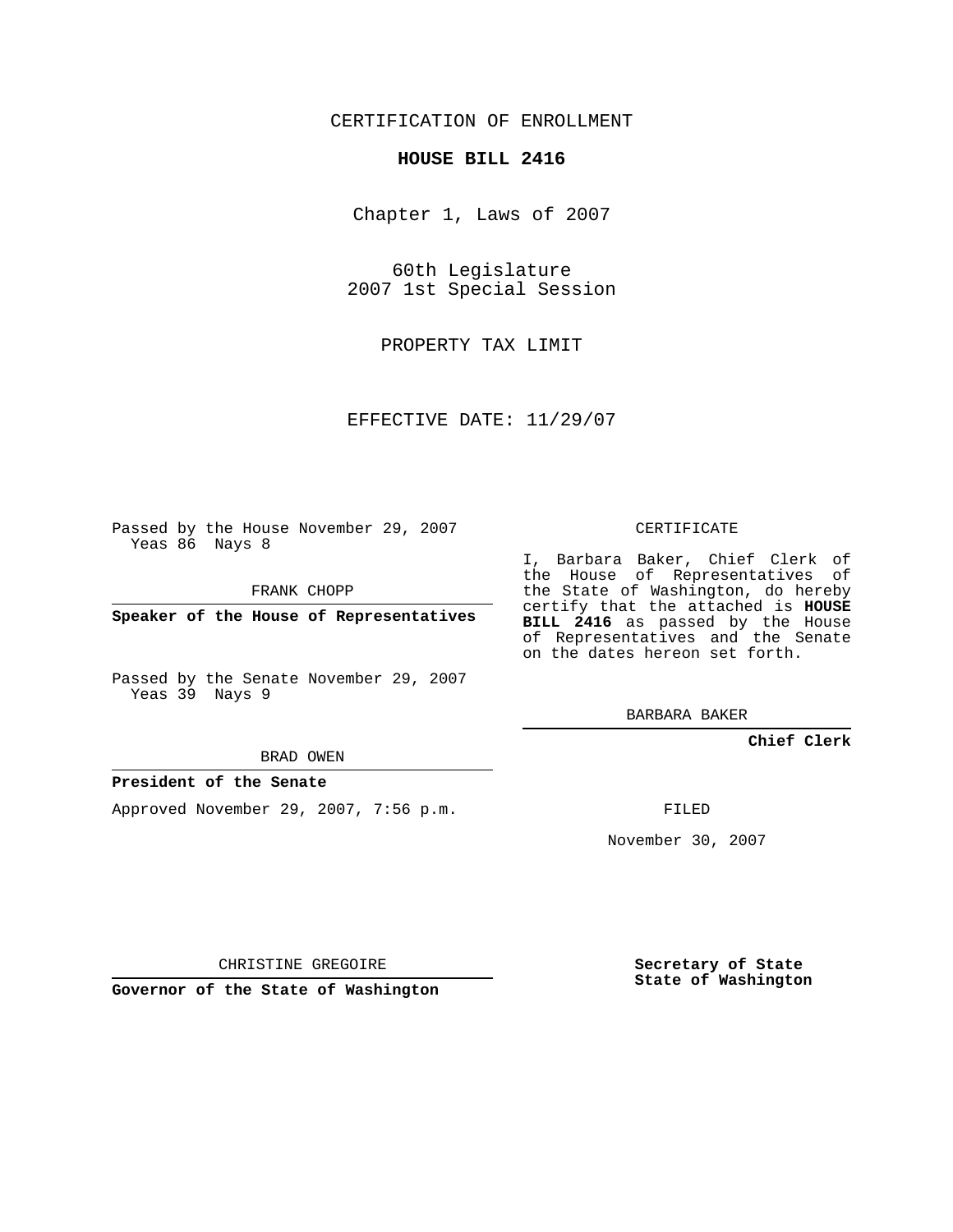CERTIFICATION OF ENROLLMENT

# HOUSE BILL 2416

Chapter 1, Laws of 2007

60th Legislature
2007 1st Special Session

PROPERTY TAX LIMIT

EFFECTIVE DATE: 11/29/07

Passed by the House November 29, 2007
Yeas 86 Nays 8

FRANK CHOPP

**Speaker of the House of Representatives**

Passed by the Senate November 29, 2007
Yeas 39 Nays 9

BRAD OWEN

**President of the Senate**

Approved November 29, 2007, 7:56 p.m.

CHRISTINE GREGOIRE

**Governor of the State of Washington**

CERTIFICATE

I, Barbara Baker, Chief Clerk of the House of Representatives of the State of Washington, do hereby certify that the attached is **HOUSE BILL 2416** as passed by the House of Representatives and the Senate on the dates hereon set forth.

BARBARA BAKER

**Chief Clerk**

FILED

November 30, 2007

**Secretary of State**
**State of Washington**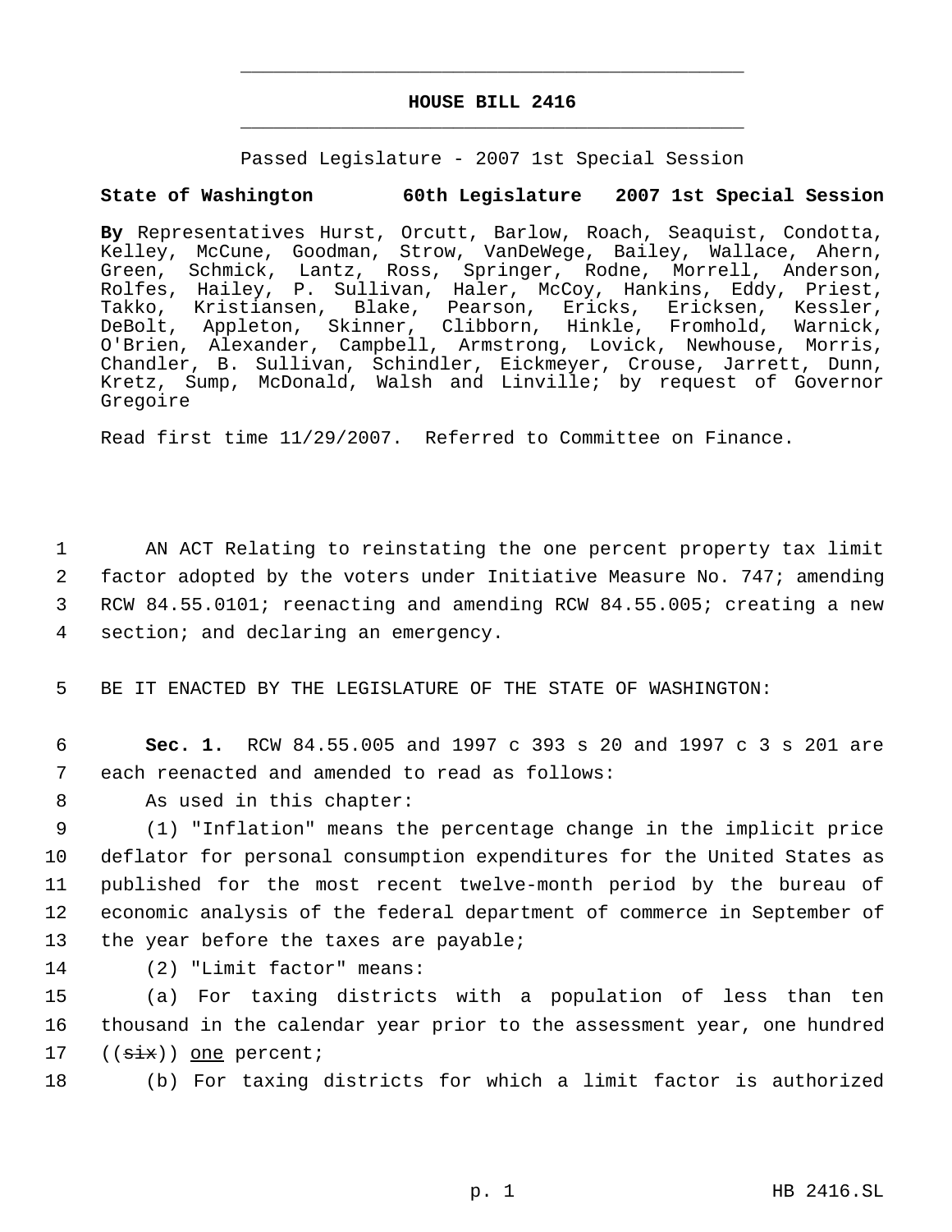# HOUSE BILL 2416

Passed Legislature - 2007 1st Special Session

**State of Washington 60th Legislature 2007 1st Special Session**

**By** Representatives Hurst, Orcutt, Barlow, Roach, Seaquist, Condotta, Kelley, McCune, Goodman, Strow, VanDeWege, Bailey, Wallace, Ahern, Green, Schmick, Lantz, Ross, Springer, Rodne, Morrell, Anderson, Rolfes, Hailey, P. Sullivan, Haler, McCoy, Hankins, Eddy, Priest, Takko, Kristiansen, Blake, Pearson, Ericks, Ericksen, Kessler, DeBolt, Appleton, Skinner, Clibborn, Hinkle, Fromhold, Warnick, O'Brien, Alexander, Campbell, Armstrong, Lovick, Newhouse, Morris, Chandler, B. Sullivan, Schindler, Eickmeyer, Crouse, Jarrett, Dunn, Kretz, Sump, McDonald, Walsh and Linville; by request of Governor Gregoire

Read first time 11/29/2007. Referred to Committee on Finance.

1 AN ACT Relating to reinstating the one percent property tax limit
2 factor adopted by the voters under Initiative Measure No. 747; amending
3 RCW 84.55.0101; reenacting and amending RCW 84.55.005; creating a new
4 section; and declaring an emergency.

5 BE IT ENACTED BY THE LEGISLATURE OF THE STATE OF WASHINGTON:

6 **Sec. 1.** RCW 84.55.005 and 1997 c 393 s 20 and 1997 c 3 s 201 are
7 each reenacted and amended to read as follows:

8 As used in this chapter:

9 (1) "Inflation" means the percentage change in the implicit price
10 deflator for personal consumption expenditures for the United States as
11 published for the most recent twelve-month period by the bureau of
12 economic analysis of the federal department of commerce in September of
13 the year before the taxes are payable;

14 (2) "Limit factor" means:

15 (a) For taxing districts with a population of less than ten
16 thousand in the calendar year prior to the assessment year, one hundred
17 ((~~six~~)) <u>one</u> percent;

18 (b) For taxing districts for which a limit factor is authorized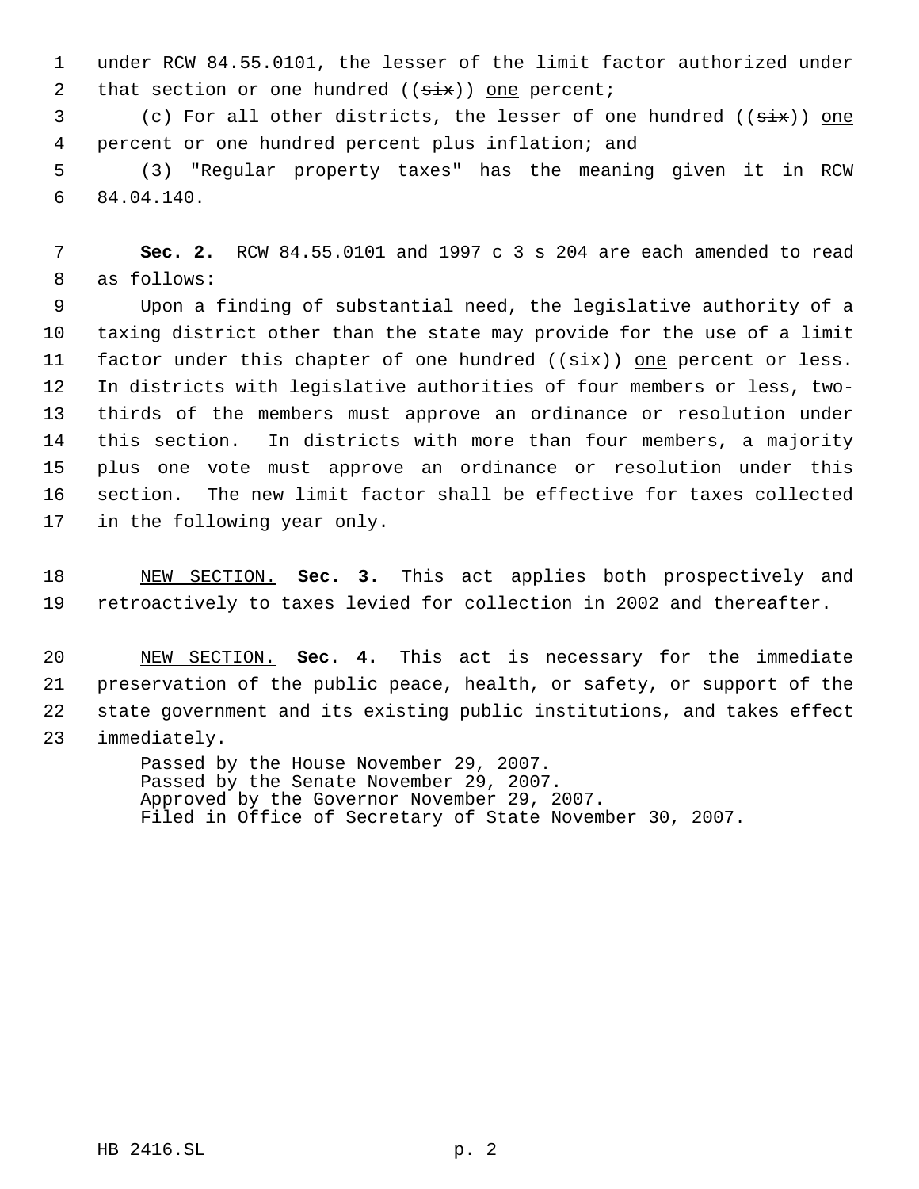under RCW 84.55.0101, the lesser of the limit factor authorized under that section or one hundred ((~~six~~)) <u>one</u> percent;

(c) For all other districts, the lesser of one hundred ((~~six~~)) <u>one</u> percent or one hundred percent plus inflation; and

(3) "Regular property taxes" has the meaning given it in RCW 84.04.140.

**Sec. 2.** RCW 84.55.0101 and 1997 c 3 s 204 are each amended to read as follows:

Upon a finding of substantial need, the legislative authority of a taxing district other than the state may provide for the use of a limit factor under this chapter of one hundred ((~~six~~)) <u>one</u> percent or less. In districts with legislative authorities of four members or less, two-thirds of the members must approve an ordinance or resolution under this section. In districts with more than four members, a majority plus one vote must approve an ordinance or resolution under this section. The new limit factor shall be effective for taxes collected in the following year only.

<u>NEW SECTION.</u> **Sec. 3.** This act applies both prospectively and retroactively to taxes levied for collection in 2002 and thereafter.

<u>NEW SECTION.</u> **Sec. 4.** This act is necessary for the immediate preservation of the public peace, health, or safety, or support of the state government and its existing public institutions, and takes effect immediately.

Passed by the House November 29, 2007.
Passed by the Senate November 29, 2007.
Approved by the Governor November 29, 2007.
Filed in Office of Secretary of State November 30, 2007.